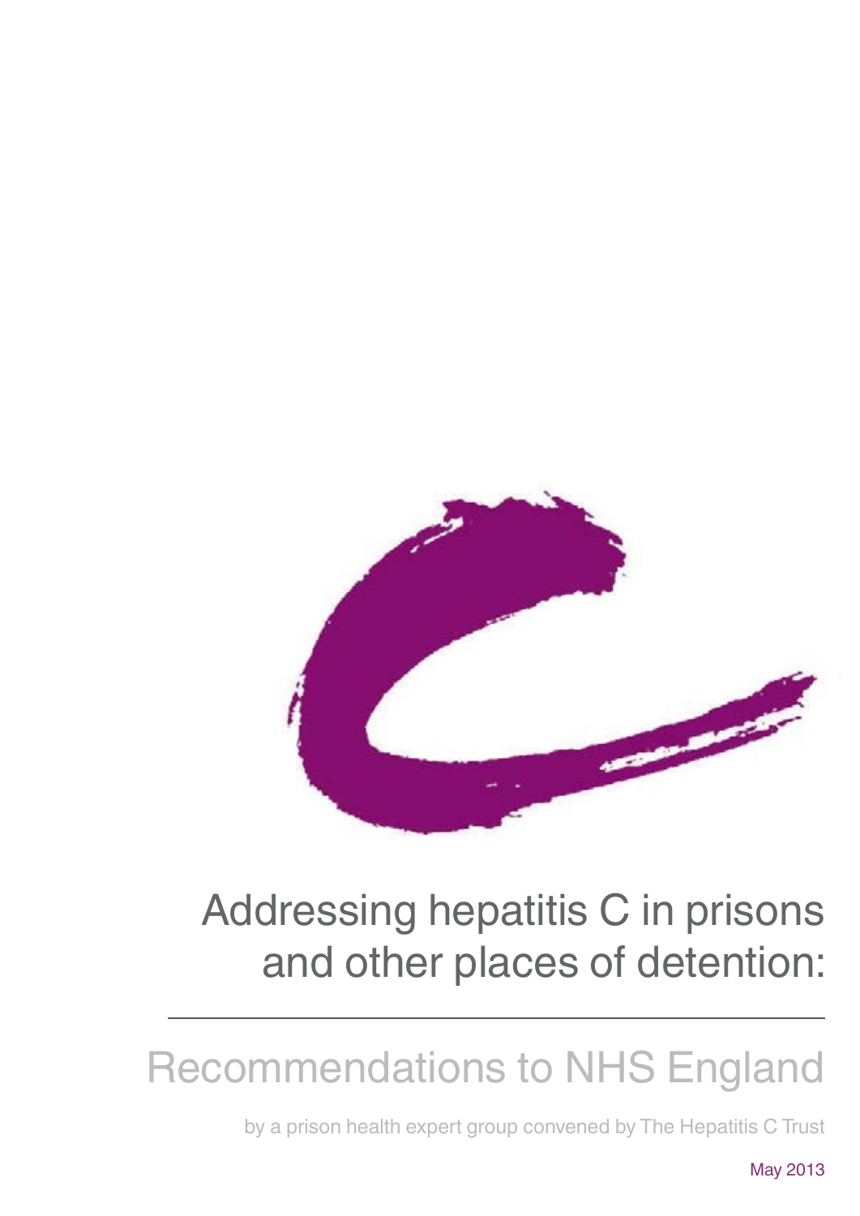# Addressing hepatitis C in prisons and other places of detention:

## Recommendations to NHS England

by a prison health expert group convened by The Hepatitis C Trust

May 2013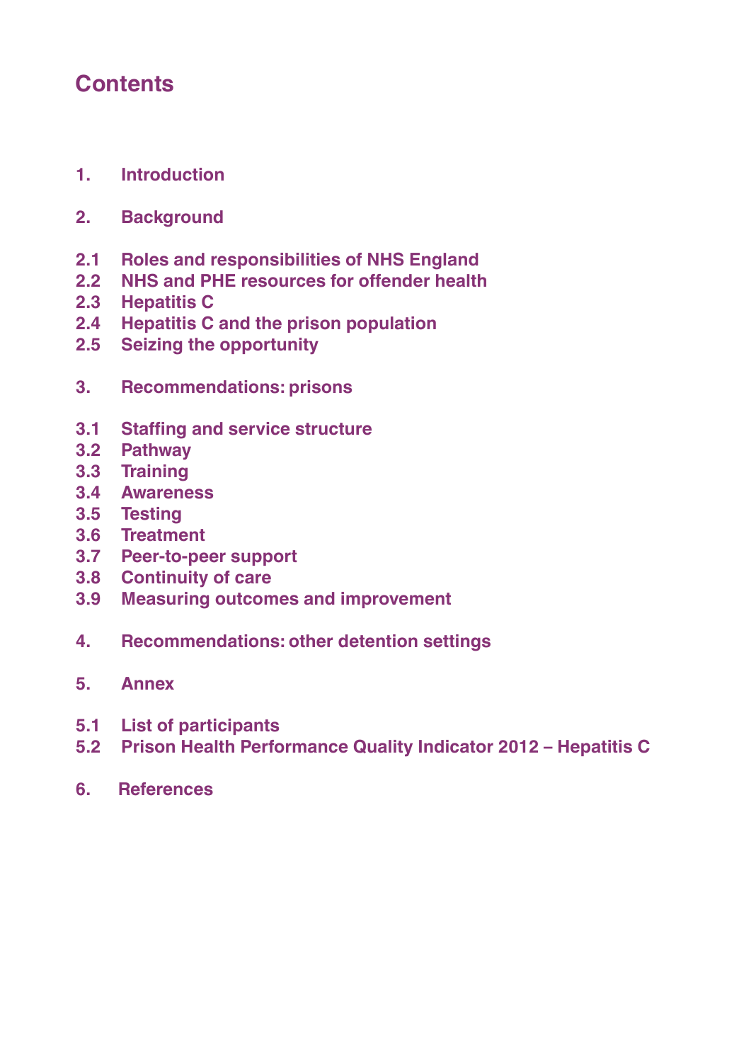# Contents

1. Introduction

2. Background

2.1 Roles and responsibilities of NHS England
2.2 NHS and PHE resources for offender health
2.3 Hepatitis C
2.4 Hepatitis C and the prison population
2.5 Seizing the opportunity

3. Recommendations: prisons

3.1 Staffing and service structure
3.2 Pathway
3.3 Training
3.4 Awareness
3.5 Testing
3.6 Treatment
3.7 Peer-to-peer support
3.8 Continuity of care
3.9 Measuring outcomes and improvement

4. Recommendations: other detention settings

5. Annex

5.1 List of participants
5.2 Prison Health Performance Quality Indicator 2012 – Hepatitis C

6. References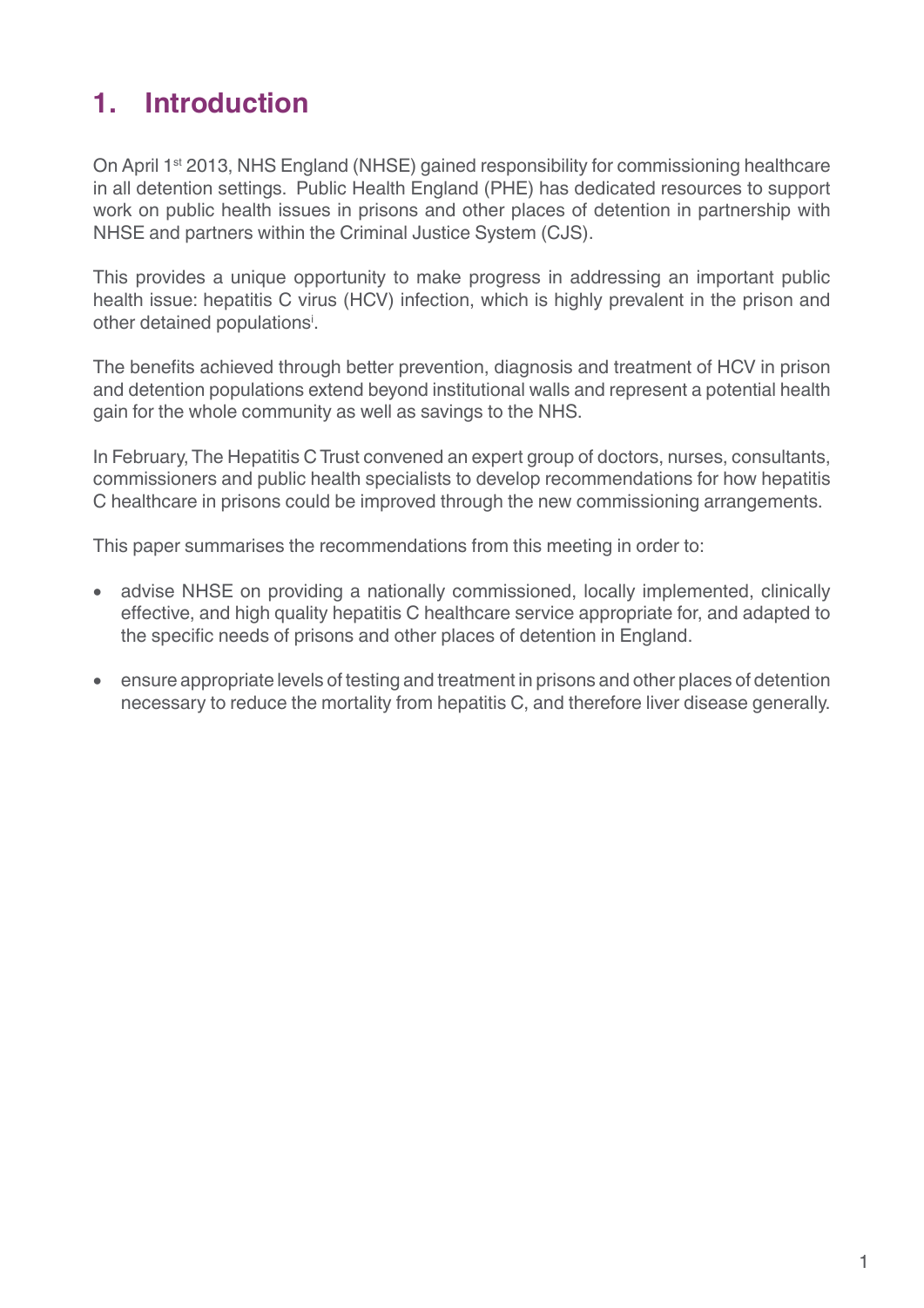# 1. Introduction

On April 1st 2013, NHS England (NHSE) gained responsibility for commissioning healthcare in all detention settings. Public Health England (PHE) has dedicated resources to support work on public health issues in prisons and other places of detention in partnership with NHSE and partners within the Criminal Justice System (CJS).

This provides a unique opportunity to make progress in addressing an important public health issue: hepatitis C virus (HCV) infection, which is highly prevalent in the prison and other detained populations[i].

The benefits achieved through better prevention, diagnosis and treatment of HCV in prison and detention populations extend beyond institutional walls and represent a potential health gain for the whole community as well as savings to the NHS.

In February, The Hepatitis C Trust convened an expert group of doctors, nurses, consultants, commissioners and public health specialists to develop recommendations for how hepatitis C healthcare in prisons could be improved through the new commissioning arrangements.

This paper summarises the recommendations from this meeting in order to:

- advise NHSE on providing a nationally commissioned, locally implemented, clinically effective, and high quality hepatitis C healthcare service appropriate for, and adapted to the specific needs of prisons and other places of detention in England.
- ensure appropriate levels of testing and treatment in prisons and other places of detention necessary to reduce the mortality from hepatitis C, and therefore liver disease generally.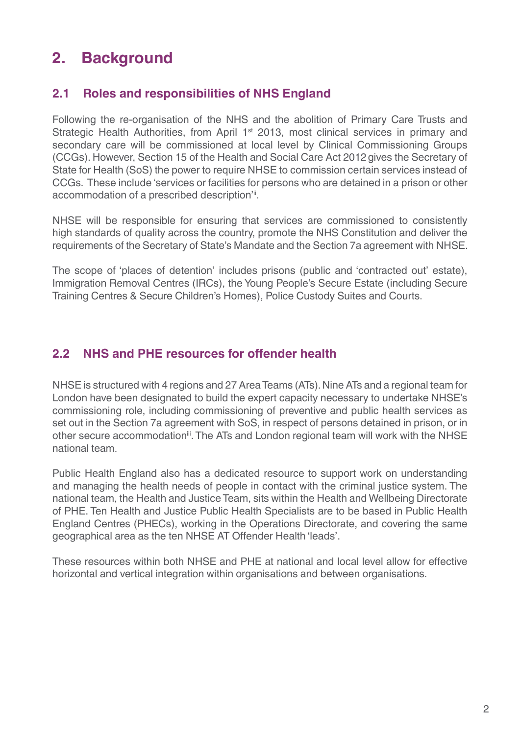# 2. Background

## 2.1 Roles and responsibilities of NHS England

Following the re-organisation of the NHS and the abolition of Primary Care Trusts and Strategic Health Authorities, from April 1st 2013, most clinical services in primary and secondary care will be commissioned at local level by Clinical Commissioning Groups (CCGs). However, Section 15 of the Health and Social Care Act 2012 gives the Secretary of State for Health (SoS) the power to require NHSE to commission certain services instead of CCGs. These include 'services or facilities for persons who are detained in a prison or other accommodation of a prescribed description'[ii].

NHSE will be responsible for ensuring that services are commissioned to consistently high standards of quality across the country, promote the NHS Constitution and deliver the requirements of the Secretary of State's Mandate and the Section 7a agreement with NHSE.

The scope of 'places of detention' includes prisons (public and 'contracted out' estate), Immigration Removal Centres (IRCs), the Young People's Secure Estate (including Secure Training Centres & Secure Children's Homes), Police Custody Suites and Courts.

## 2.2 NHS and PHE resources for offender health

NHSE is structured with 4 regions and 27 Area Teams (ATs). Nine ATs and a regional team for London have been designated to build the expert capacity necessary to undertake NHSE's commissioning role, including commissioning of preventive and public health services as set out in the Section 7a agreement with SoS, in respect of persons detained in prison, or in other secure accommodation[iii]. The ATs and London regional team will work with the NHSE national team.

Public Health England also has a dedicated resource to support work on understanding and managing the health needs of people in contact with the criminal justice system. The national team, the Health and Justice Team, sits within the Health and Wellbeing Directorate of PHE. Ten Health and Justice Public Health Specialists are to be based in Public Health England Centres (PHECs), working in the Operations Directorate, and covering the same geographical area as the ten NHSE AT Offender Health 'leads'.

These resources within both NHSE and PHE at national and local level allow for effective horizontal and vertical integration within organisations and between organisations.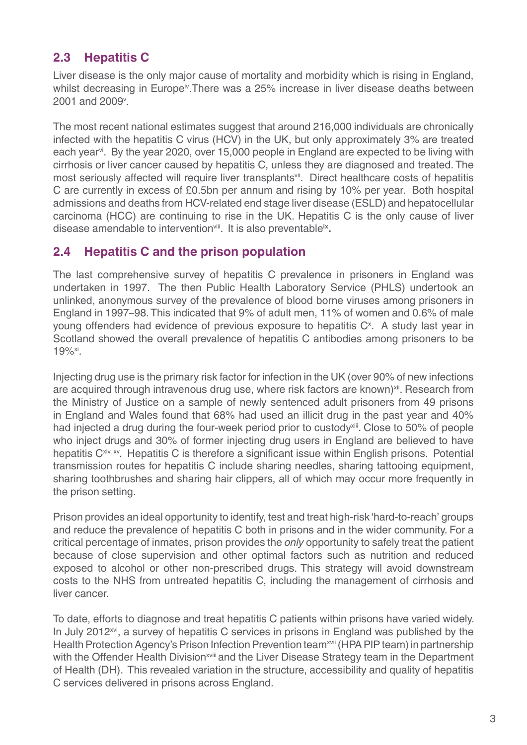## 2.3 Hepatitis C

Liver disease is the only major cause of mortality and morbidity which is rising in England, whilst decreasing in Europe[iv].There was a 25% increase in liver disease deaths between 2001 and 2009[v].

The most recent national estimates suggest that around 216,000 individuals are chronically infected with the hepatitis C virus (HCV) in the UK, but only approximately 3% are treated each year[vi]. By the year 2020, over 15,000 people in England are expected to be living with cirrhosis or liver cancer caused by hepatitis C, unless they are diagnosed and treated. The most seriously affected will require liver transplants[vii]. Direct healthcare costs of hepatitis C are currently in excess of £0.5bn per annum and rising by 10% per year. Both hospital admissions and deaths from HCV-related end stage liver disease (ESLD) and hepatocellular carcinoma (HCC) are continuing to rise in the UK. Hepatitis C is the only cause of liver disease amendable to intervention[viii]. It is also preventable[ix].

## 2.4 Hepatitis C and the prison population

The last comprehensive survey of hepatitis C prevalence in prisoners in England was undertaken in 1997. The then Public Health Laboratory Service (PHLS) undertook an unlinked, anonymous survey of the prevalence of blood borne viruses among prisoners in England in 1997–98. This indicated that 9% of adult men, 11% of women and 0.6% of male young offenders had evidence of previous exposure to hepatitis C[x]. A study last year in Scotland showed the overall prevalence of hepatitis C antibodies among prisoners to be 19%[xi].

Injecting drug use is the primary risk factor for infection in the UK (over 90% of new infections are acquired through intravenous drug use, where risk factors are known)[xii]. Research from the Ministry of Justice on a sample of newly sentenced adult prisoners from 49 prisons in England and Wales found that 68% had used an illicit drug in the past year and 40% had injected a drug during the four-week period prior to custody[xiii]. Close to 50% of people who inject drugs and 30% of former injecting drug users in England are believed to have hepatitis C[xiv, xv]. Hepatitis C is therefore a significant issue within English prisons. Potential transmission routes for hepatitis C include sharing needles, sharing tattooing equipment, sharing toothbrushes and sharing hair clippers, all of which may occur more frequently in the prison setting.

Prison provides an ideal opportunity to identify, test and treat high-risk 'hard-to-reach' groups and reduce the prevalence of hepatitis C both in prisons and in the wider community. For a critical percentage of inmates, prison provides the *only* opportunity to safely treat the patient because of close supervision and other optimal factors such as nutrition and reduced exposed to alcohol or other non-prescribed drugs. This strategy will avoid downstream costs to the NHS from untreated hepatitis C, including the management of cirrhosis and liver cancer.

To date, efforts to diagnose and treat hepatitis C patients within prisons have varied widely. In July 2012[xvi], a survey of hepatitis C services in prisons in England was published by the Health Protection Agency's Prison Infection Prevention team[xvii] (HPA PIP team) in partnership with the Offender Health Division[xviii] and the Liver Disease Strategy team in the Department of Health (DH). This revealed variation in the structure, accessibility and quality of hepatitis C services delivered in prisons across England.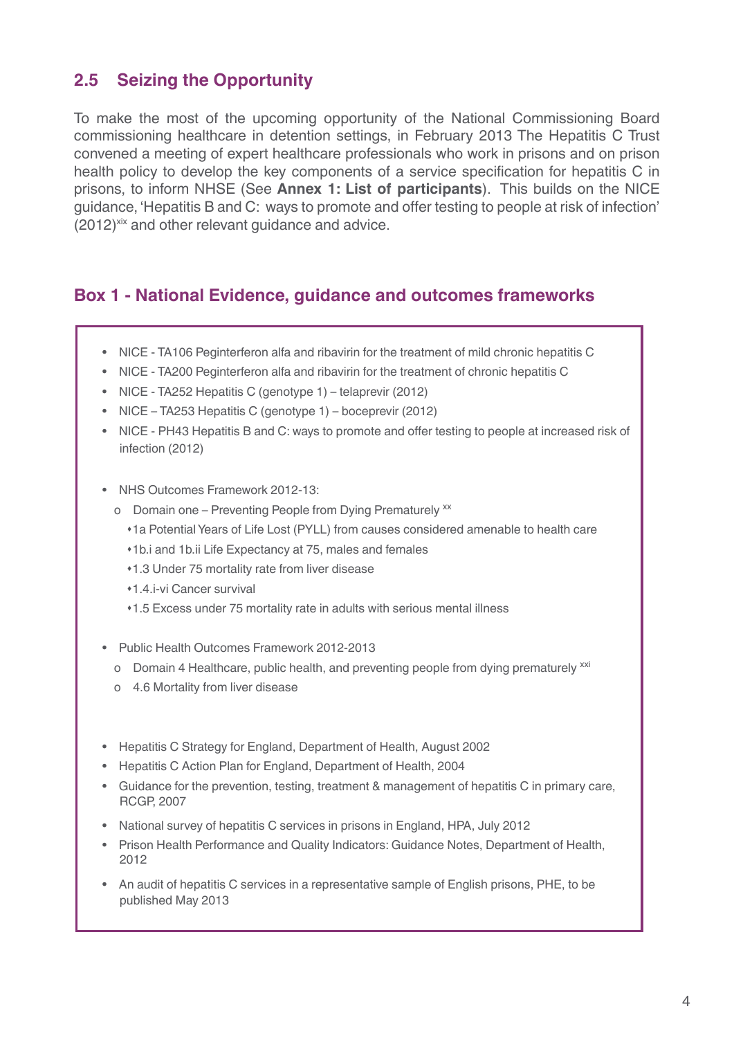## 2.5 Seizing the Opportunity

To make the most of the upcoming opportunity of the National Commissioning Board commissioning healthcare in detention settings, in February 2013 The Hepatitis C Trust convened a meeting of expert healthcare professionals who work in prisons and on prison health policy to develop the key components of a service specification for hepatitis C in prisons, to inform NHSE (See **Annex 1: List of participants**). This builds on the NICE guidance, 'Hepatitis B and C: ways to promote and offer testing to people at risk of infection' (2012)[xix] and other relevant guidance and advice.

## Box 1 - National Evidence, guidance and outcomes frameworks

- NICE - TA106 Peginterferon alfa and ribavirin for the treatment of mild chronic hepatitis C
- NICE - TA200 Peginterferon alfa and ribavirin for the treatment of chronic hepatitis C
- NICE - TA252 Hepatitis C (genotype 1) – telaprevir (2012)
- NICE – TA253 Hepatitis C (genotype 1) – boceprevir (2012)
- NICE - PH43 Hepatitis B and C: ways to promote and offer testing to people at increased risk of infection (2012)

- NHS Outcomes Framework 2012-13:
  - Domain one – Preventing People from Dying Prematurely [xx]
    - 1a Potential Years of Life Lost (PYLL) from causes considered amenable to health care
    - 1b.i and 1b.ii Life Expectancy at 75, males and females
    - 1.3 Under 75 mortality rate from liver disease
    - 1.4.i-vi Cancer survival
    - 1.5 Excess under 75 mortality rate in adults with serious mental illness

- Public Health Outcomes Framework 2012-2013
  - Domain 4 Healthcare, public health, and preventing people from dying prematurely [xxi]
  - 4.6 Mortality from liver disease

- Hepatitis C Strategy for England, Department of Health, August 2002
- Hepatitis C Action Plan for England, Department of Health, 2004
- Guidance for the prevention, testing, treatment & management of hepatitis C in primary care, RCGP, 2007
- National survey of hepatitis C services in prisons in England, HPA, July 2012
- Prison Health Performance and Quality Indicators: Guidance Notes, Department of Health, 2012
- An audit of hepatitis C services in a representative sample of English prisons, PHE, to be published May 2013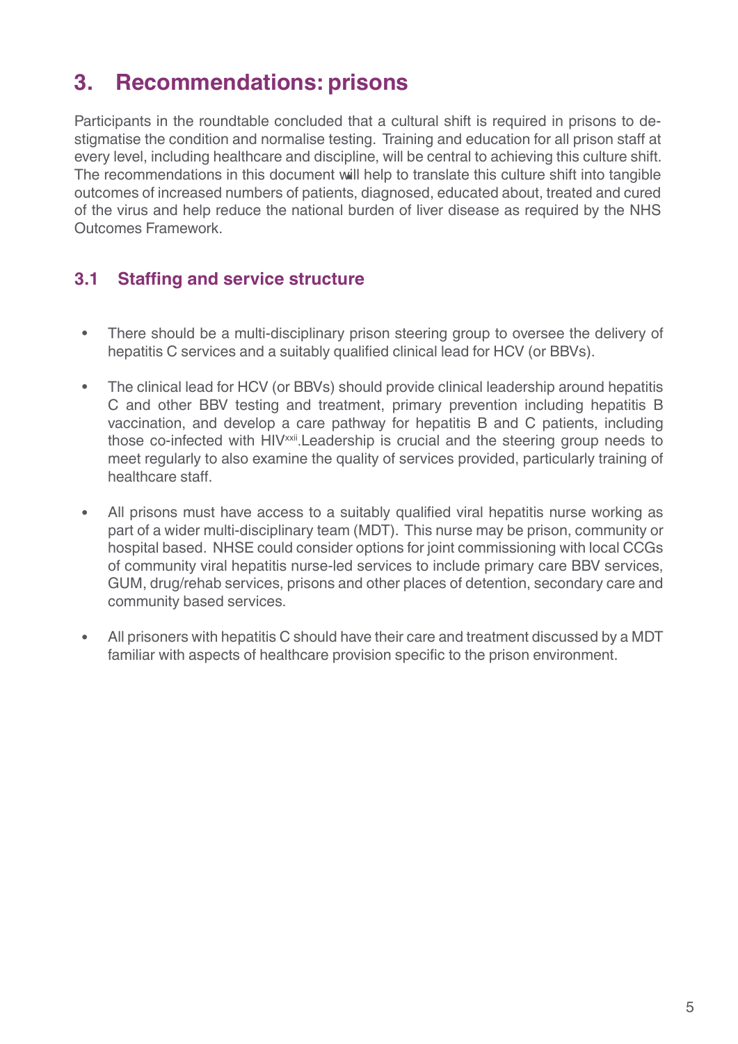# 3. Recommendations: prisons

Participants in the roundtable concluded that a cultural shift is required in prisons to de-stigmatise the condition and normalise testing. Training and education for all prison staff at every level, including healthcare and discipline, will be central to achieving this culture shift. The recommendations in this document will help to translate this culture shift into tangible outcomes of increased numbers of patients, diagnosed, educated about, treated and cured of the virus and help reduce the national burden of liver disease as required by the NHS Outcomes Framework.

## 3.1 Staffing and service structure

- There should be a multi-disciplinary prison steering group to oversee the delivery of hepatitis C services and a suitably qualified clinical lead for HCV (or BBVs).
- The clinical lead for HCV (or BBVs) should provide clinical leadership around hepatitis C and other BBV testing and treatment, primary prevention including hepatitis B vaccination, and develop a care pathway for hepatitis B and C patients, including those co-infected with HIV[xxii].Leadership is crucial and the steering group needs to meet regularly to also examine the quality of services provided, particularly training of healthcare staff.
- All prisons must have access to a suitably qualified viral hepatitis nurse working as part of a wider multi-disciplinary team (MDT). This nurse may be prison, community or hospital based. NHSE could consider options for joint commissioning with local CCGs of community viral hepatitis nurse-led services to include primary care BBV services, GUM, drug/rehab services, prisons and other places of detention, secondary care and community based services.
- All prisoners with hepatitis C should have their care and treatment discussed by a MDT familiar with aspects of healthcare provision specific to the prison environment.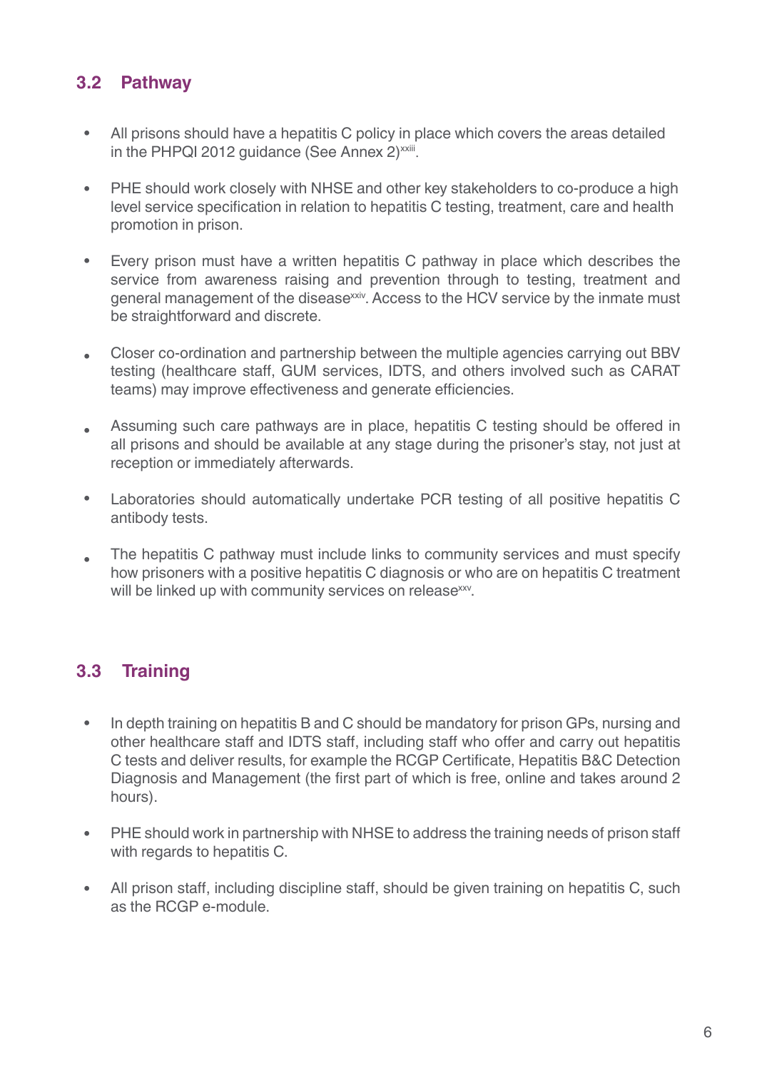## 3.2 Pathway

- All prisons should have a hepatitis C policy in place which covers the areas detailed in the PHPQI 2012 guidance (See Annex 2)[xxiii].
- PHE should work closely with NHSE and other key stakeholders to co-produce a high level service specification in relation to hepatitis C testing, treatment, care and health promotion in prison.
- Every prison must have a written hepatitis C pathway in place which describes the service from awareness raising and prevention through to testing, treatment and general management of the disease[xxiv]. Access to the HCV service by the inmate must be straightforward and discrete.
- Closer co-ordination and partnership between the multiple agencies carrying out BBV testing (healthcare staff, GUM services, IDTS, and others involved such as CARAT teams) may improve effectiveness and generate efficiencies.
- Assuming such care pathways are in place, hepatitis C testing should be offered in all prisons and should be available at any stage during the prisoner's stay, not just at reception or immediately afterwards.
- Laboratories should automatically undertake PCR testing of all positive hepatitis C antibody tests.
- The hepatitis C pathway must include links to community services and must specify how prisoners with a positive hepatitis C diagnosis or who are on hepatitis C treatment will be linked up with community services on release[xxv].

## 3.3 Training

- In depth training on hepatitis B and C should be mandatory for prison GPs, nursing and other healthcare staff and IDTS staff, including staff who offer and carry out hepatitis C tests and deliver results, for example the RCGP Certificate, Hepatitis B&C Detection Diagnosis and Management (the first part of which is free, online and takes around 2 hours).
- PHE should work in partnership with NHSE to address the training needs of prison staff with regards to hepatitis C.
- All prison staff, including discipline staff, should be given training on hepatitis C, such as the RCGP e-module.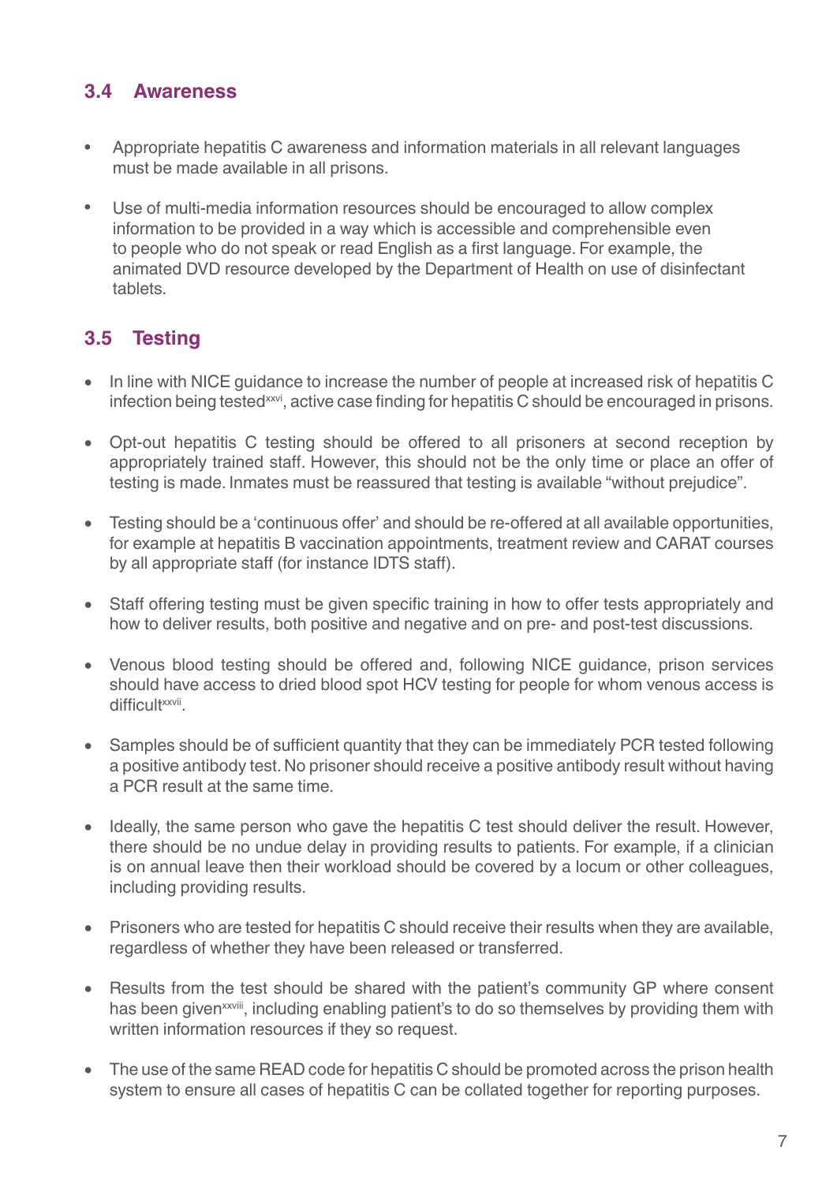## 3.4 Awareness

- Appropriate hepatitis C awareness and information materials in all relevant languages must be made available in all prisons.
- Use of multi-media information resources should be encouraged to allow complex information to be provided in a way which is accessible and comprehensible even to people who do not speak or read English as a first language. For example, the animated DVD resource developed by the Department of Health on use of disinfectant tablets.

## 3.5 Testing

- In line with NICE guidance to increase the number of people at increased risk of hepatitis C infection being tested[xxvi], active case finding for hepatitis C should be encouraged in prisons.
- Opt-out hepatitis C testing should be offered to all prisoners at second reception by appropriately trained staff. However, this should not be the only time or place an offer of testing is made. Inmates must be reassured that testing is available "without prejudice".
- Testing should be a 'continuous offer' and should be re-offered at all available opportunities, for example at hepatitis B vaccination appointments, treatment review and CARAT courses by all appropriate staff (for instance IDTS staff).
- Staff offering testing must be given specific training in how to offer tests appropriately and how to deliver results, both positive and negative and on pre- and post-test discussions.
- Venous blood testing should be offered and, following NICE guidance, prison services should have access to dried blood spot HCV testing for people for whom venous access is difficult[xxvii].
- Samples should be of sufficient quantity that they can be immediately PCR tested following a positive antibody test. No prisoner should receive a positive antibody result without having a PCR result at the same time.
- Ideally, the same person who gave the hepatitis C test should deliver the result. However, there should be no undue delay in providing results to patients. For example, if a clinician is on annual leave then their workload should be covered by a locum or other colleagues, including providing results.
- Prisoners who are tested for hepatitis C should receive their results when they are available, regardless of whether they have been released or transferred.
- Results from the test should be shared with the patient's community GP where consent has been given[xxviii], including enabling patient's to do so themselves by providing them with written information resources if they so request.
- The use of the same READ code for hepatitis C should be promoted across the prison health system to ensure all cases of hepatitis C can be collated together for reporting purposes.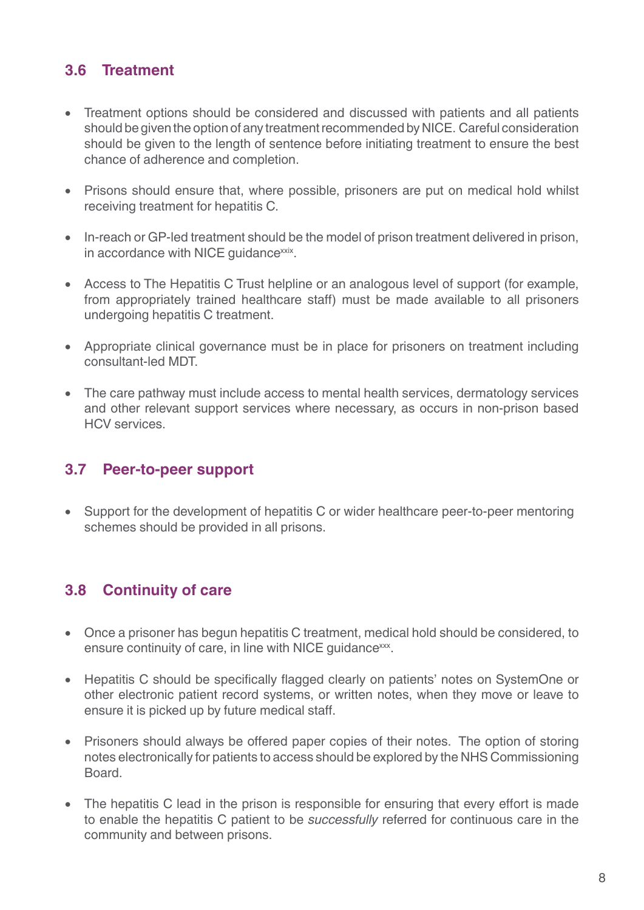## 3.6 Treatment

- Treatment options should be considered and discussed with patients and all patients should be given the option of any treatment recommended by NICE. Careful consideration should be given to the length of sentence before initiating treatment to ensure the best chance of adherence and completion.

- Prisons should ensure that, where possible, prisoners are put on medical hold whilst receiving treatment for hepatitis C.

- In-reach or GP-led treatment should be the model of prison treatment delivered in prison, in accordance with NICE guidance[xxix].

- Access to The Hepatitis C Trust helpline or an analogous level of support (for example, from appropriately trained healthcare staff) must be made available to all prisoners undergoing hepatitis C treatment.

- Appropriate clinical governance must be in place for prisoners on treatment including consultant-led MDT.

- The care pathway must include access to mental health services, dermatology services and other relevant support services where necessary, as occurs in non-prison based HCV services.

## 3.7 Peer-to-peer support

- Support for the development of hepatitis C or wider healthcare peer-to-peer mentoring schemes should be provided in all prisons.

## 3.8 Continuity of care

- Once a prisoner has begun hepatitis C treatment, medical hold should be considered, to ensure continuity of care, in line with NICE guidance[xxx].

- Hepatitis C should be specifically flagged clearly on patients' notes on SystemOne or other electronic patient record systems, or written notes, when they move or leave to ensure it is picked up by future medical staff.

- Prisoners should always be offered paper copies of their notes. The option of storing notes electronically for patients to access should be explored by the NHS Commissioning Board.

- The hepatitis C lead in the prison is responsible for ensuring that every effort is made to enable the hepatitis C patient to be *successfully* referred for continuous care in the community and between prisons.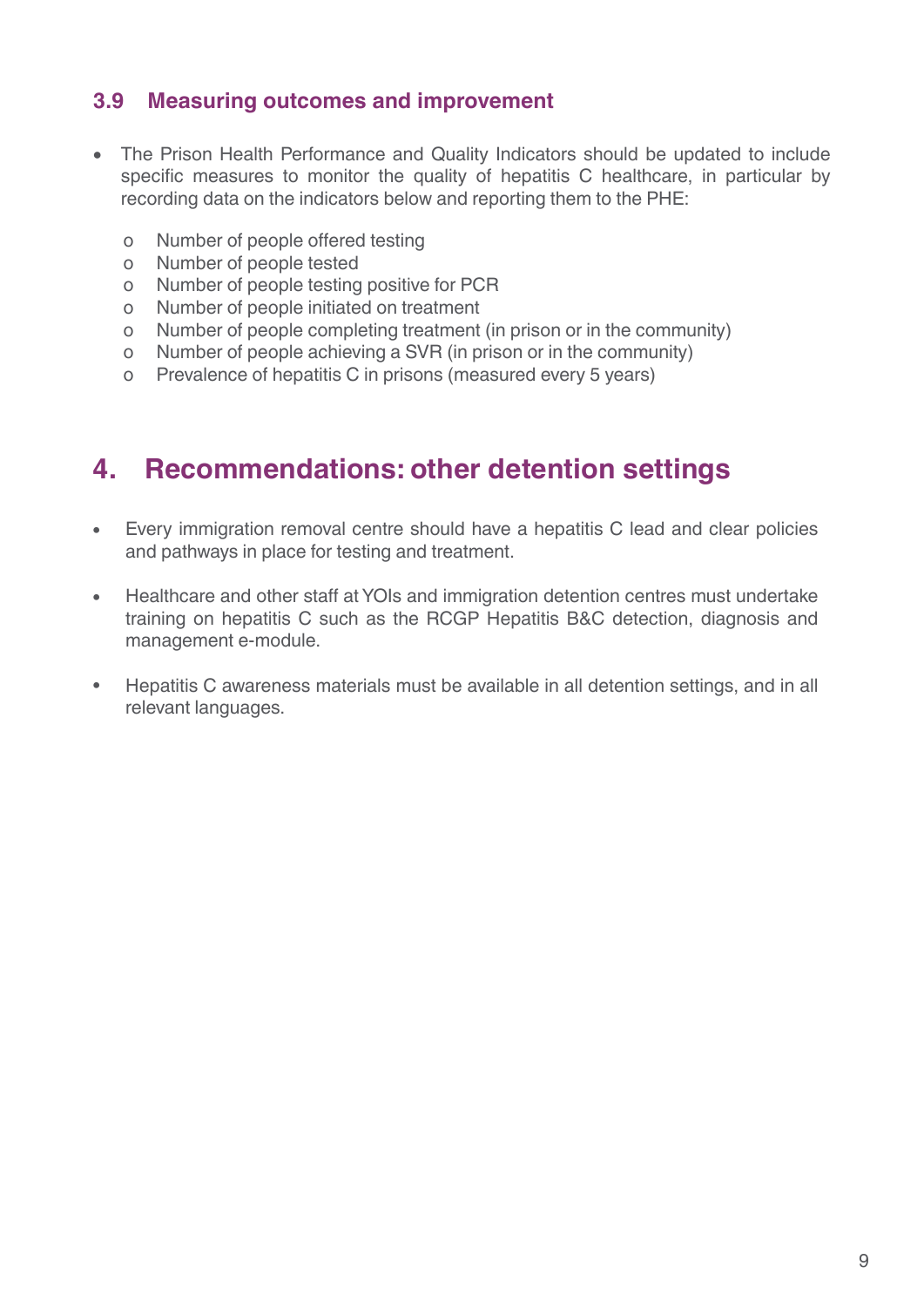### 3.9 Measuring outcomes and improvement

- The Prison Health Performance and Quality Indicators should be updated to include specific measures to monitor the quality of hepatitis C healthcare, in particular by recording data on the indicators below and reporting them to the PHE:
  - Number of people offered testing
  - Number of people tested
  - Number of people testing positive for PCR
  - Number of people initiated on treatment
  - Number of people completing treatment (in prison or in the community)
  - Number of people achieving a SVR (in prison or in the community)
  - Prevalence of hepatitis C in prisons (measured every 5 years)

## 4. Recommendations: other detention settings

- Every immigration removal centre should have a hepatitis C lead and clear policies and pathways in place for testing and treatment.

- Healthcare and other staff at YOIs and immigration detention centres must undertake training on hepatitis C such as the RCGP Hepatitis B&C detection, diagnosis and management e-module.

- Hepatitis C awareness materials must be available in all detention settings, and in all relevant languages.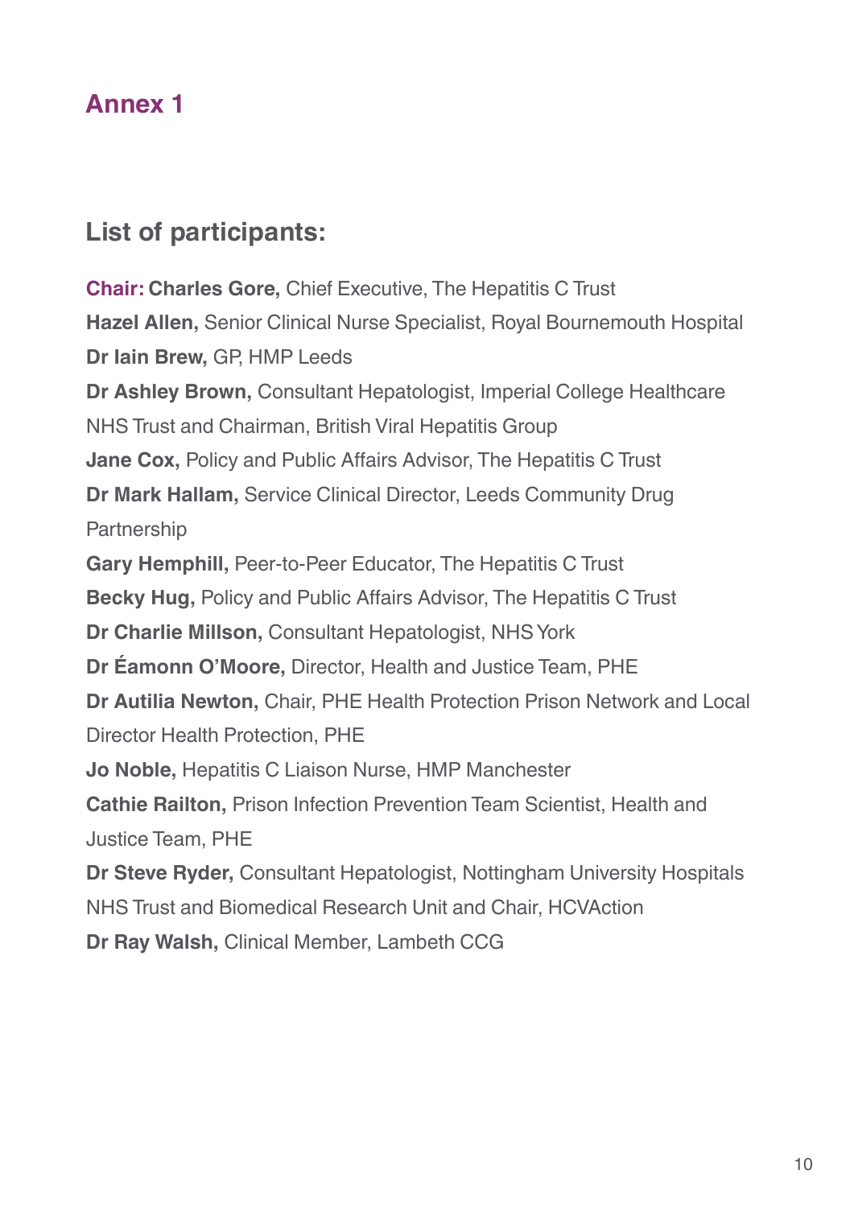# Annex 1

## List of participants:

**Chair: Charles Gore,** Chief Executive, The Hepatitis C Trust

**Hazel Allen,** Senior Clinical Nurse Specialist, Royal Bournemouth Hospital

**Dr Iain Brew,** GP, HMP Leeds

**Dr Ashley Brown,** Consultant Hepatologist, Imperial College Healthcare NHS Trust and Chairman, British Viral Hepatitis Group

**Jane Cox,** Policy and Public Affairs Advisor, The Hepatitis C Trust

**Dr Mark Hallam,** Service Clinical Director, Leeds Community Drug Partnership

**Gary Hemphill,** Peer-to-Peer Educator, The Hepatitis C Trust

**Becky Hug,** Policy and Public Affairs Advisor, The Hepatitis C Trust

**Dr Charlie Millson,** Consultant Hepatologist, NHS York

**Dr Éamonn O'Moore,** Director, Health and Justice Team, PHE

**Dr Autilia Newton,** Chair, PHE Health Protection Prison Network and Local Director Health Protection, PHE

**Jo Noble,** Hepatitis C Liaison Nurse, HMP Manchester

**Cathie Railton,** Prison Infection Prevention Team Scientist, Health and Justice Team, PHE

**Dr Steve Ryder,** Consultant Hepatologist, Nottingham University Hospitals NHS Trust and Biomedical Research Unit and Chair, HCVAction

**Dr Ray Walsh,** Clinical Member, Lambeth CCG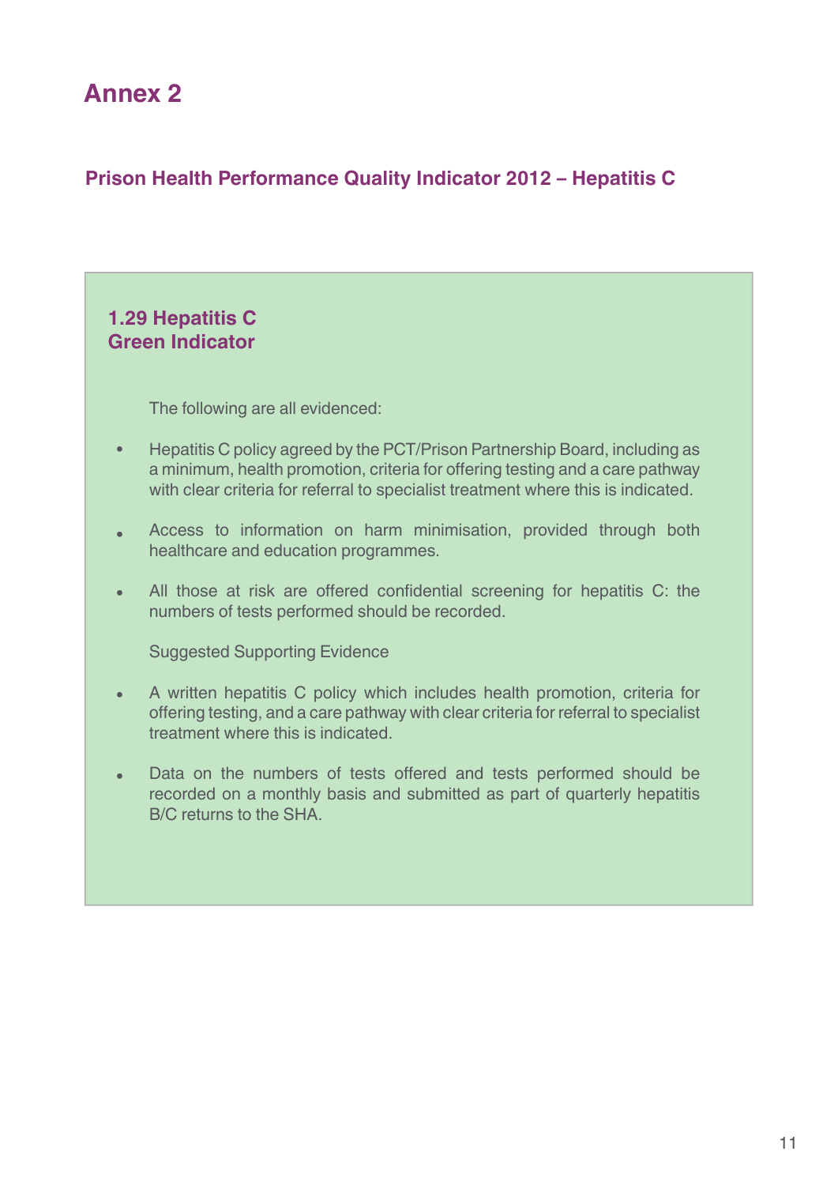# Annex 2

## Prison Health Performance Quality Indicator 2012 – Hepatitis C

### 1.29 Hepatitis C
### Green Indicator

The following are all evidenced:

- Hepatitis C policy agreed by the PCT/Prison Partnership Board, including as a minimum, health promotion, criteria for offering testing and a care pathway with clear criteria for referral to specialist treatment where this is indicated.
- Access to information on harm minimisation, provided through both healthcare and education programmes.
- All those at risk are offered confidential screening for hepatitis C: the numbers of tests performed should be recorded.

Suggested Supporting Evidence

- A written hepatitis C policy which includes health promotion, criteria for offering testing, and a care pathway with clear criteria for referral to specialist treatment where this is indicated.
- Data on the numbers of tests offered and tests performed should be recorded on a monthly basis and submitted as part of quarterly hepatitis B/C returns to the SHA.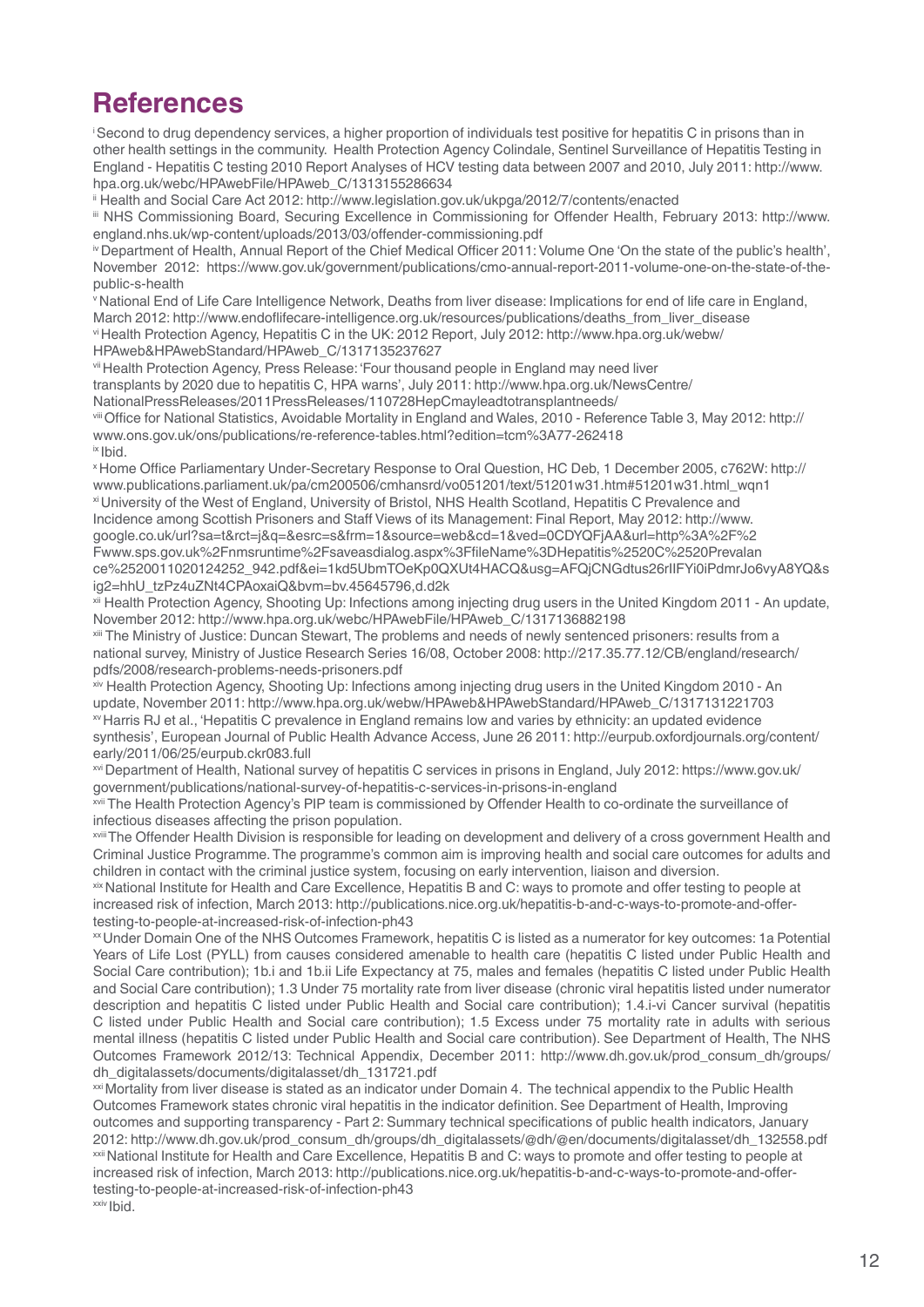# References

[i] Second to drug dependency services, a higher proportion of individuals test positive for hepatitis C in prisons than in other health settings in the community. Health Protection Agency Colindale, Sentinel Surveillance of Hepatitis Testing in England - Hepatitis C testing 2010 Report Analyses of HCV testing data between 2007 and 2010, July 2011: http://www.hpa.org.uk/webc/HPAwebFile/HPAweb_C/1313155286634

[ii] Health and Social Care Act 2012: http://www.legislation.gov.uk/ukpga/2012/7/contents/enacted

[iii] NHS Commissioning Board, Securing Excellence in Commissioning for Offender Health, February 2013: http://www.england.nhs.uk/wp-content/uploads/2013/03/offender-commissioning.pdf

[iv] Department of Health, Annual Report of the Chief Medical Officer 2011: Volume One 'On the state of the public's health', November 2012: https://www.gov.uk/government/publications/cmo-annual-report-2011-volume-one-on-the-state-of-the-public-s-health

[v] National End of Life Care Intelligence Network, Deaths from liver disease: Implications for end of life care in England, March 2012: http://www.endoflifecare-intelligence.org.uk/resources/publications/deaths_from_liver_disease

[vi] Health Protection Agency, Hepatitis C in the UK: 2012 Report, July 2012: http://www.hpa.org.uk/webw/HPAweb&HPAwebStandard/HPAweb_C/1317135237627

[vii] Health Protection Agency, Press Release: 'Four thousand people in England may need liver transplants by 2020 due to hepatitis C, HPA warns', July 2011: http://www.hpa.org.uk/NewsCentre/NationalPressReleases/2011PressReleases/110728HepCmayleadtotransplantneeds/

[viii] Office for National Statistics, Avoidable Mortality in England and Wales, 2010 - Reference Table 3, May 2012: http://www.ons.gov.uk/ons/publications/re-reference-tables.html?edition=tcm%3A77-262418

[ix] Ibid.

[x] Home Office Parliamentary Under-Secretary Response to Oral Question, HC Deb, 1 December 2005, c762W: http://www.publications.parliament.uk/pa/cm200506/cmhansrd/vo051201/text/51201w31.htm#51201w31.html_wqn1

[xi] University of the West of England, University of Bristol, NHS Health Scotland, Hepatitis C Prevalence and Incidence among Scottish Prisoners and Staff Views of its Management: Final Report, May 2012: http://www.google.co.uk/url?sa=t&rct=j&q=&esrc=s&frm=1&source=web&cd=1&ved=0CDYQFjAA&url=http%3A%2F%2Fwww.sps.gov.uk%2Fnmsruntime%2Fsaveasdialog.aspx%3FfileName%3DHepatitis%2520C%2520Prevalance%2520011020124252_942.pdf&ei=1kd5UbmTOeKp0QXUt4HACQ&usg=AFQjCNGdtus26rIIFYi0iPdmrJo6vyA8YQ&sig2=hhU_tzPz4uZNt4CPAoxaiQ&bvm=bv.45645796,d.d2k

[xii] Health Protection Agency, Shooting Up: Infections among injecting drug users in the United Kingdom 2011 - An update, November 2012: http://www.hpa.org.uk/webc/HPAwebFile/HPAweb_C/1317136882198

[xiii] The Ministry of Justice: Duncan Stewart, The problems and needs of newly sentenced prisoners: results from a national survey, Ministry of Justice Research Series 16/08, October 2008: http://217.35.77.12/CB/england/research/pdfs/2008/research-problems-needs-prisoners.pdf

[xiv] Health Protection Agency, Shooting Up: Infections among injecting drug users in the United Kingdom 2010 - An update, November 2011: http://www.hpa.org.uk/webw/HPAweb&HPAwebStandard/HPAweb_C/1317131221703

[xv] Harris RJ et al., 'Hepatitis C prevalence in England remains low and varies by ethnicity: an updated evidence synthesis', European Journal of Public Health Advance Access, June 26 2011: http://eurpub.oxfordjournals.org/content/early/2011/06/25/eurpub.ckr083.full

[xvi] Department of Health, National survey of hepatitis C services in prisons in England, July 2012: https://www.gov.uk/government/publications/national-survey-of-hepatitis-c-services-in-prisons-in-england

[xvii] The Health Protection Agency's PIP team is commissioned by Offender Health to co-ordinate the surveillance of infectious diseases affecting the prison population.

[xviii] The Offender Health Division is responsible for leading on development and delivery of a cross government Health and Criminal Justice Programme. The programme's common aim is improving health and social care outcomes for adults and children in contact with the criminal justice system, focusing on early intervention, liaison and diversion.

[xix] National Institute for Health and Care Excellence, Hepatitis B and C: ways to promote and offer testing to people at increased risk of infection, March 2013: http://publications.nice.org.uk/hepatitis-b-and-c-ways-to-promote-and-offer-testing-to-people-at-increased-risk-of-infection-ph43

[xx] Under Domain One of the NHS Outcomes Framework, hepatitis C is listed as a numerator for key outcomes: 1a Potential Years of Life Lost (PYLL) from causes considered amenable to health care (hepatitis C listed under Public Health and Social Care contribution); 1b.i and 1b.ii Life Expectancy at 75, males and females (hepatitis C listed under Public Health and Social Care contribution); 1.3 Under 75 mortality rate from liver disease (chronic viral hepatitis listed under numerator description and hepatitis C listed under Public Health and Social care contribution); 1.4.i-vi Cancer survival (hepatitis C listed under Public Health and Social care contribution); 1.5 Excess under 75 mortality rate in adults with serious mental illness (hepatitis C listed under Public Health and Social care contribution). See Department of Health, The NHS Outcomes Framework 2012/13: Technical Appendix, December 2011: http://www.dh.gov.uk/prod_consum_dh/groups/dh_digitalassets/documents/digitalasset/dh_131721.pdf

[xxi] Mortality from liver disease is stated as an indicator under Domain 4. The technical appendix to the Public Health Outcomes Framework states chronic viral hepatitis in the indicator definition. See Department of Health, Improving outcomes and supporting transparency - Part 2: Summary technical specifications of public health indicators, January 2012: http://www.dh.gov.uk/prod_consum_dh/groups/dh_digitalassets/@dh/@en/documents/digitalasset/dh_132558.pdf

[xxii] National Institute for Health and Care Excellence, Hepatitis B and C: ways to promote and offer testing to people at increased risk of infection, March 2013: http://publications.nice.org.uk/hepatitis-b-and-c-ways-to-promote-and-offer-testing-to-people-at-increased-risk-of-infection-ph43

[xxiv] Ibid.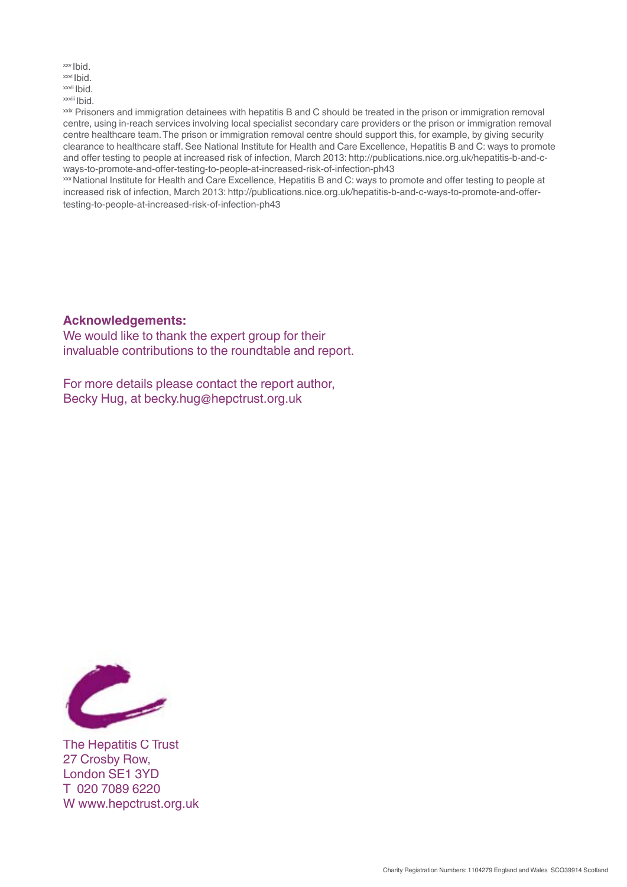[xxv] Ibid.
[xxvi] Ibid.
[xxvii] Ibid.
[xxviii] Ibid.
[xxix] Prisoners and immigration detainees with hepatitis B and C should be treated in the prison or immigration removal centre, using in-reach services involving local specialist secondary care providers or the prison or immigration removal centre healthcare team. The prison or immigration removal centre should support this, for example, by giving security clearance to healthcare staff. See National Institute for Health and Care Excellence, Hepatitis B and C: ways to promote and offer testing to people at increased risk of infection, March 2013: http://publications.nice.org.uk/hepatitis-b-and-c-ways-to-promote-and-offer-testing-to-people-at-increased-risk-of-infection-ph43
[xxx] National Institute for Health and Care Excellence, Hepatitis B and C: ways to promote and offer testing to people at increased risk of infection, March 2013: http://publications.nice.org.uk/hepatitis-b-and-c-ways-to-promote-and-offer-testing-to-people-at-increased-risk-of-infection-ph43

**Acknowledgements:**
We would like to thank the expert group for their invaluable contributions to the roundtable and report.

For more details please contact the report author, Becky Hug, at becky.hug@hepctrust.org.uk

The Hepatitis C Trust
27 Crosby Row,
London SE1 3YD
T 020 7089 6220
W www.hepctrust.org.uk

Charity Registration Numbers: 1104279 England and Wales SCO39914 Scotland